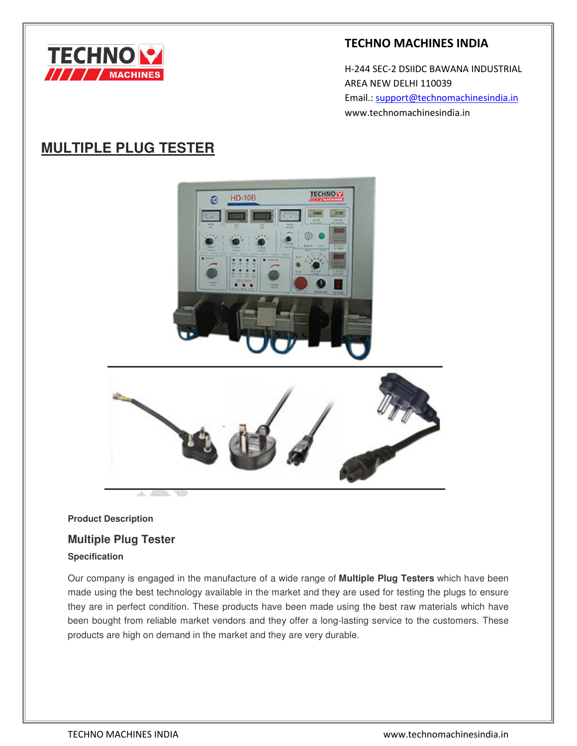**TECHNO MACHINES INDIA**

H-244 SEC-2 DSIIDC BAWANA INDUSTRIAL AREA NEW DELHI 110039
Email.: support@technomachinesindia.in
www.technomachinesindia.in

# MULTIPLE PLUG TESTER

**Product Description**

## Multiple Plug Tester

**Specification**

Our company is engaged in the manufacture of a wide range of **Multiple Plug Testers** which have been made using the best technology available in the market and they are used for testing the plugs to ensure they are in perfect condition. These products have been made using the best raw materials which have been bought from reliable market vendors and they offer a long-lasting service to the customers. These products are high on demand in the market and they are very durable.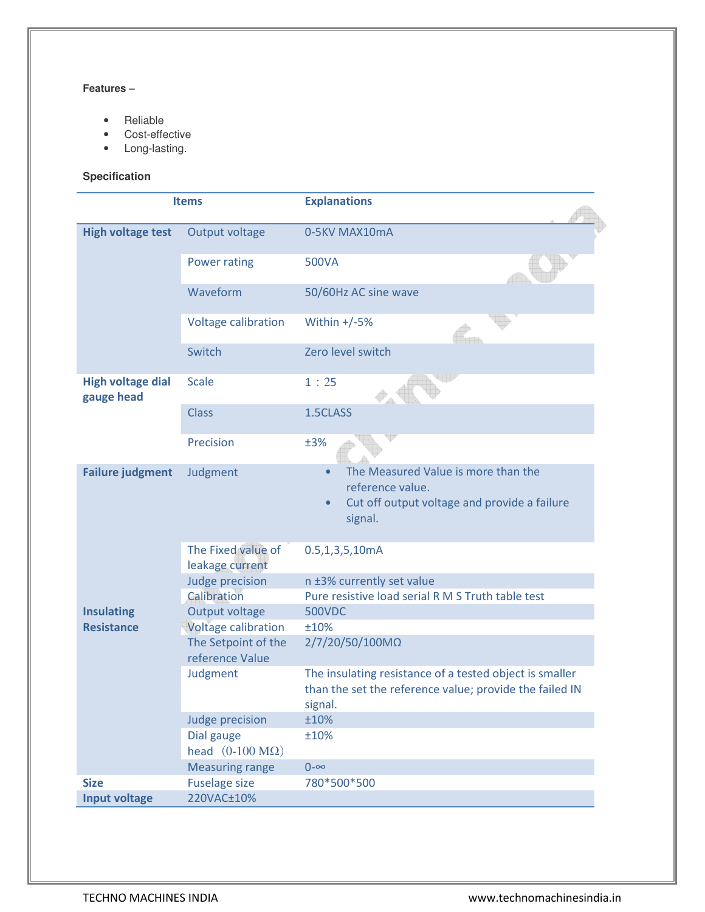**Features –**

- Reliable
- Cost-effective
- Long-lasting.

**Specification**

| Items | | Explanations |
|---|---|---|
| **High voltage test** | Output voltage | 0-5KV MAX10mA |
| | Power rating | 500VA |
| | Waveform | 50/60Hz AC sine wave |
| | Voltage calibration | Within +/-5% |
| | Switch | Zero level switch |
| **High voltage dial gauge head** | Scale | 1 ：25 |
| | Class | 1.5CLASS |
| | Precision | ±3% |
| **Failure judgment** | Judgment | • The Measured Value is more than the reference value. • Cut off output voltage and provide a failure signal. |
| | The Fixed value of leakage current | 0.5,1,3,5,10mA |
| | Judge precision | n ±3% currently set value |
| | Calibration | Pure resistive load serial R M S Truth table test |
| **Insulating Resistance** | Output voltage | 500VDC |
| | Voltage calibration | ±10% |
| | The Setpoint of the reference Value | 2/7/20/50/100MΩ |
| | Judgment | The insulating resistance of a tested object is smaller than the set the reference value; provide the failed IN signal. |
| | Judge precision | ±10% |
| | Dial gauge head (0-100 MΩ) | ±10% |
| | Measuring range | 0-∞ |
| **Size** | Fuselage size | 780*500*500 |
| **Input voltage** | 220VAC±10% | |